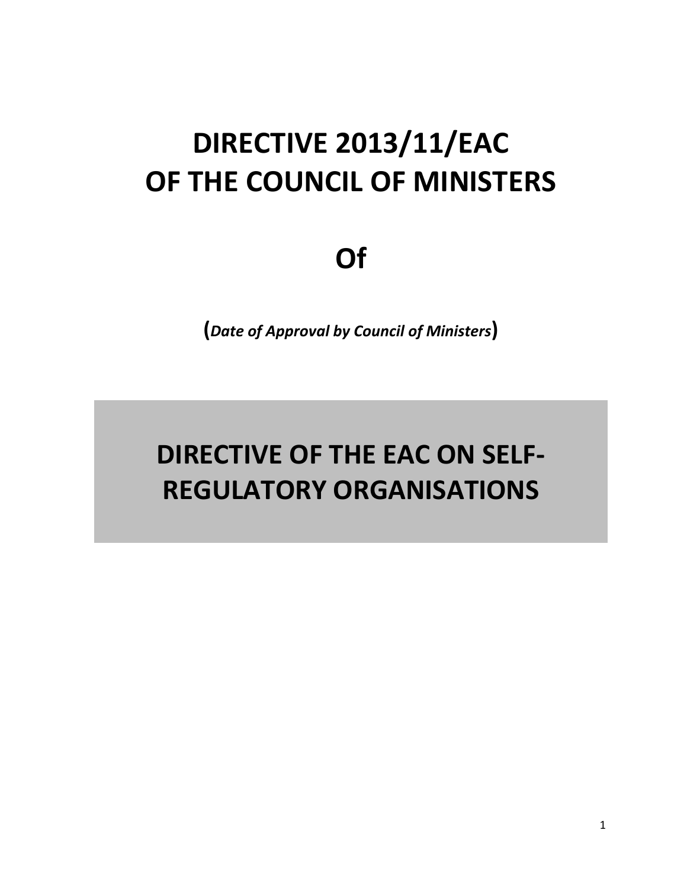# DIRECTIVE 2013/11/EAC OF THE COUNCIL OF MINISTERS

# Of

**(*Date of Approval by Council of Ministers*)**

# DIRECTIVE OF THE EAC ON SELF-REGULATORY ORGANISATIONS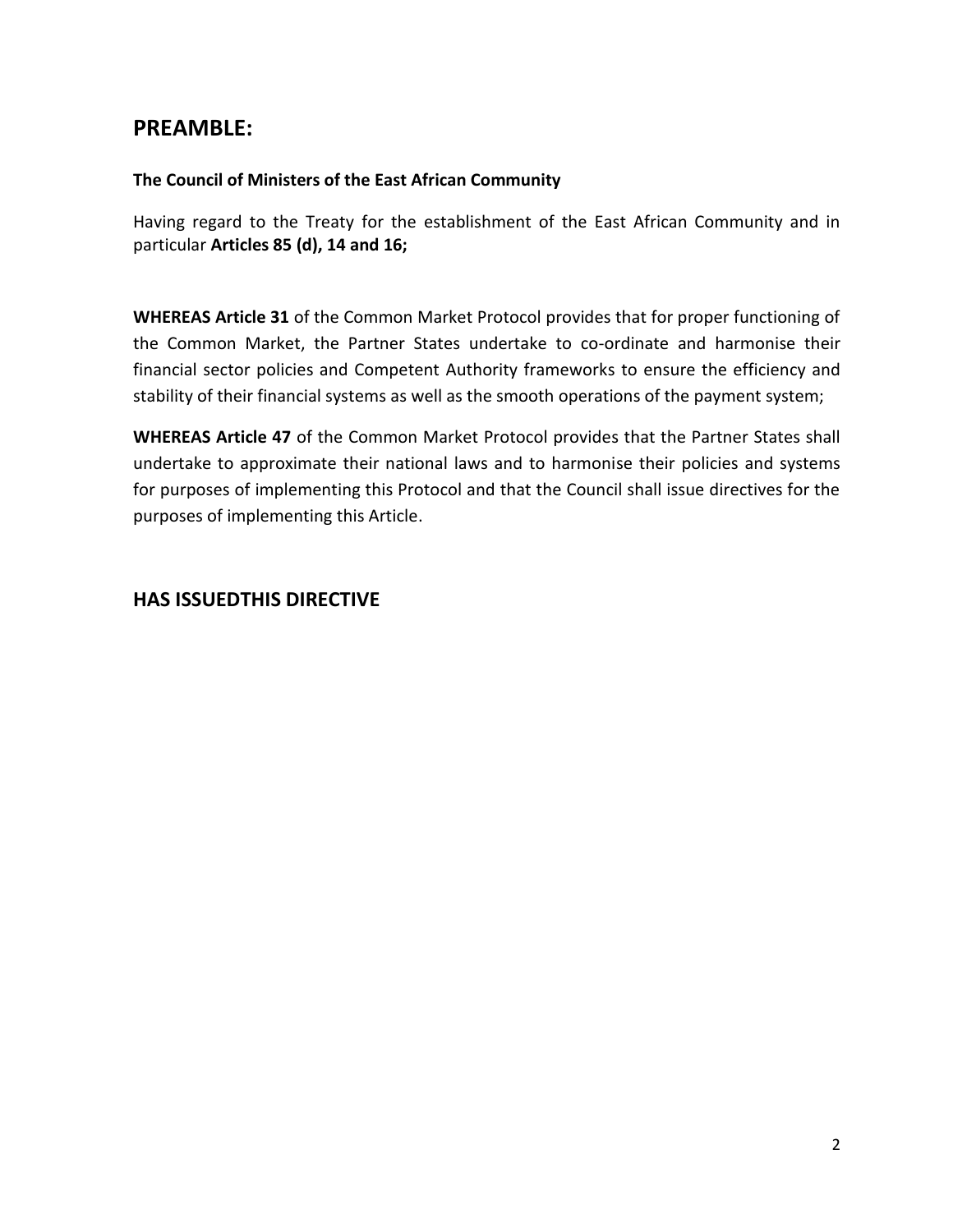## PREAMBLE:

**The Council of Ministers of the East African Community**

Having regard to the Treaty for the establishment of the East African Community and in particular **Articles 85 (d), 14 and 16;**

**WHEREAS Article 31** of the Common Market Protocol provides that for proper functioning of the Common Market, the Partner States undertake to co-ordinate and harmonise their financial sector policies and Competent Authority frameworks to ensure the efficiency and stability of their financial systems as well as the smooth operations of the payment system;

**WHEREAS Article 47** of the Common Market Protocol provides that the Partner States shall undertake to approximate their national laws and to harmonise their policies and systems for purposes of implementing this Protocol and that the Council shall issue directives for the purposes of implementing this Article.

## HAS ISSUEDTHIS DIRECTIVE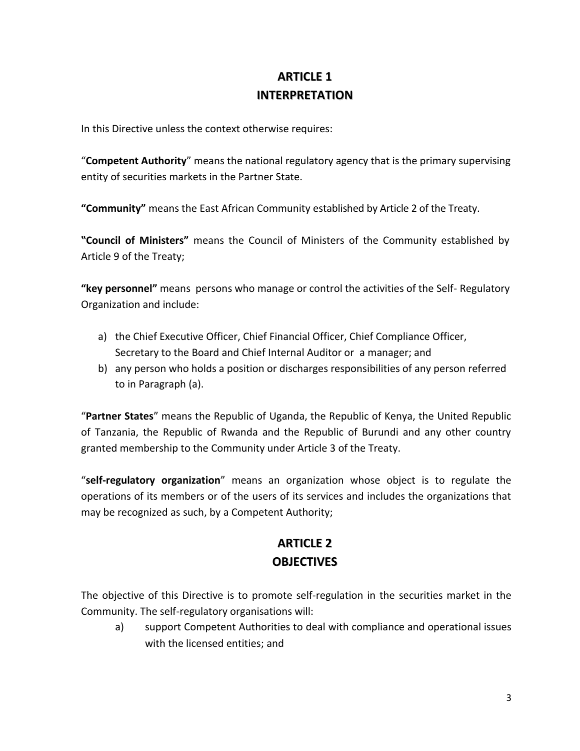## ARTICLE 1
## INTERPRETATION

In this Directive unless the context otherwise requires:

"**Competent Authority**" means the national regulatory agency that is the primary supervising entity of securities markets in the Partner State.

**"Community"** means the East African Community established by Article 2 of the Treaty.

**"Council of Ministers"** means the Council of Ministers of the Community established by Article 9 of the Treaty;

**"key personnel"** means persons who manage or control the activities of the Self- Regulatory Organization and include:

a) the Chief Executive Officer, Chief Financial Officer, Chief Compliance Officer, Secretary to the Board and Chief Internal Auditor or a manager; and
b) any person who holds a position or discharges responsibilities of any person referred to in Paragraph (a).

"**Partner States**" means the Republic of Uganda, the Republic of Kenya, the United Republic of Tanzania, the Republic of Rwanda and the Republic of Burundi and any other country granted membership to the Community under Article 3 of the Treaty.

"**self-regulatory organization**" means an organization whose object is to regulate the operations of its members or of the users of its services and includes the organizations that may be recognized as such, by a Competent Authority;

## ARTICLE 2
## OBJECTIVES

The objective of this Directive is to promote self-regulation in the securities market in the Community. The self-regulatory organisations will:

a) support Competent Authorities to deal with compliance and operational issues with the licensed entities; and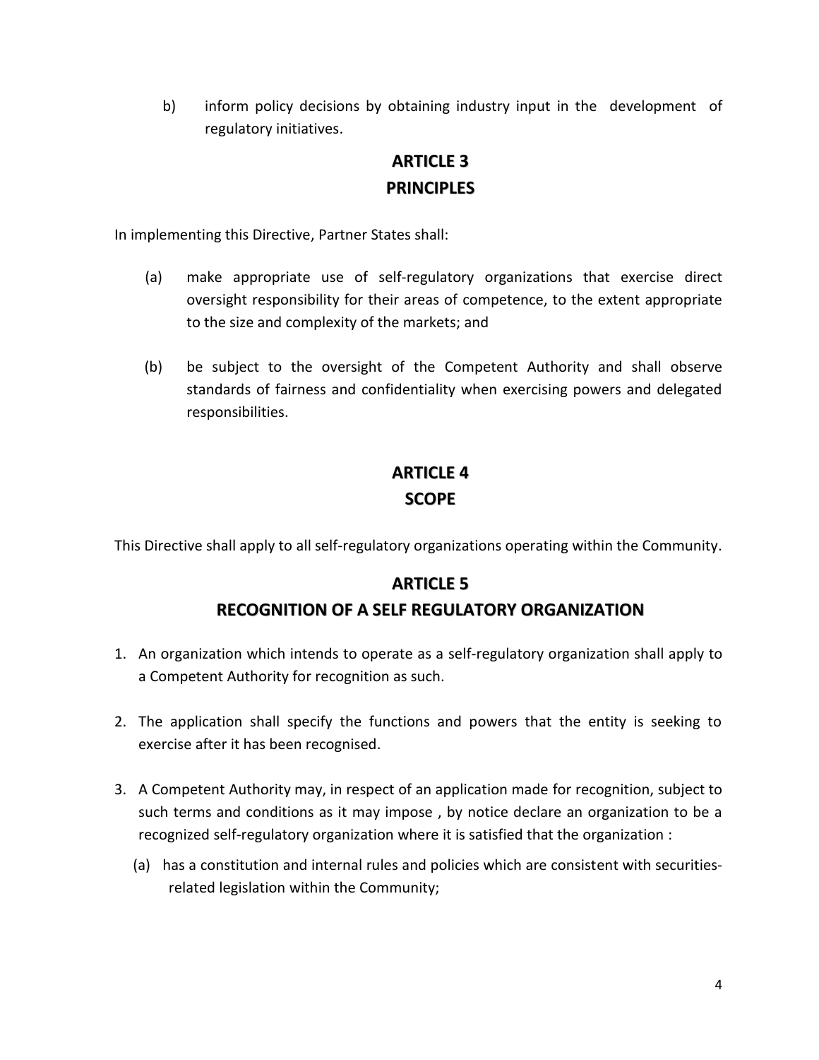b) inform policy decisions by obtaining industry input in the development of regulatory initiatives.

## ARTICLE 3
## PRINCIPLES

In implementing this Directive, Partner States shall:

(a) make appropriate use of self-regulatory organizations that exercise direct oversight responsibility for their areas of competence, to the extent appropriate to the size and complexity of the markets; and

(b) be subject to the oversight of the Competent Authority and shall observe standards of fairness and confidentiality when exercising powers and delegated responsibilities.

## ARTICLE 4
## SCOPE

This Directive shall apply to all self-regulatory organizations operating within the Community.

## ARTICLE 5
## RECOGNITION OF A SELF REGULATORY ORGANIZATION

1. An organization which intends to operate as a self-regulatory organization shall apply to a Competent Authority for recognition as such.

2. The application shall specify the functions and powers that the entity is seeking to exercise after it has been recognised.

3. A Competent Authority may, in respect of an application made for recognition, subject to such terms and conditions as it may impose , by notice declare an organization to be a recognized self-regulatory organization where it is satisfied that the organization :

   (a) has a constitution and internal rules and policies which are consistent with securities-related legislation within the Community;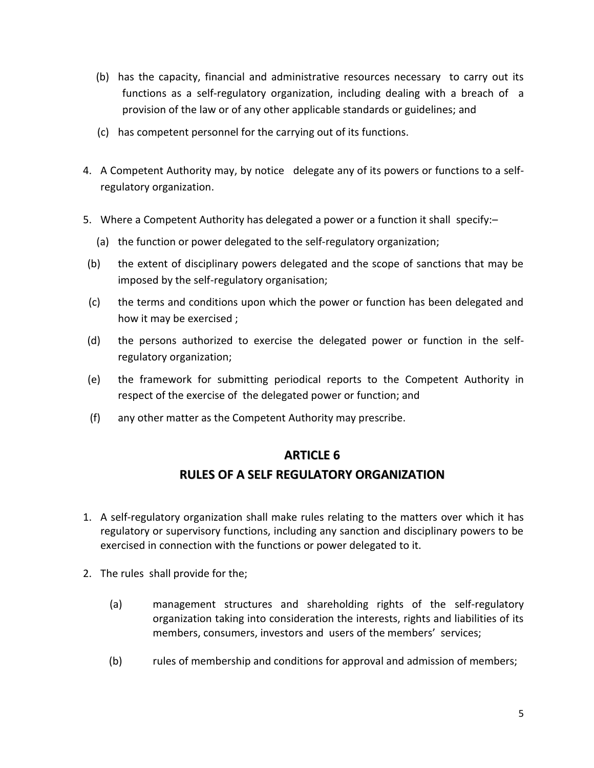(b) has the capacity, financial and administrative resources necessary to carry out its functions as a self-regulatory organization, including dealing with a breach of a provision of the law or of any other applicable standards or guidelines; and

(c) has competent personnel for the carrying out of its functions.

4. A Competent Authority may, by notice delegate any of its powers or functions to a self-regulatory organization.

5. Where a Competent Authority has delegated a power or a function it shall specify:–

   (a) the function or power delegated to the self-regulatory organization;

   (b) the extent of disciplinary powers delegated and the scope of sanctions that may be imposed by the self-regulatory organisation;

   (c) the terms and conditions upon which the power or function has been delegated and how it may be exercised ;

   (d) the persons authorized to exercise the delegated power or function in the self-regulatory organization;

   (e) the framework for submitting periodical reports to the Competent Authority in respect of the exercise of the delegated power or function; and

   (f) any other matter as the Competent Authority may prescribe.

## ARTICLE 6
## RULES OF A SELF REGULATORY ORGANIZATION

1. A self-regulatory organization shall make rules relating to the matters over which it has regulatory or supervisory functions, including any sanction and disciplinary powers to be exercised in connection with the functions or power delegated to it.

2. The rules shall provide for the;

   (a) management structures and shareholding rights of the self-regulatory organization taking into consideration the interests, rights and liabilities of its members, consumers, investors and users of the members' services;

   (b) rules of membership and conditions for approval and admission of members;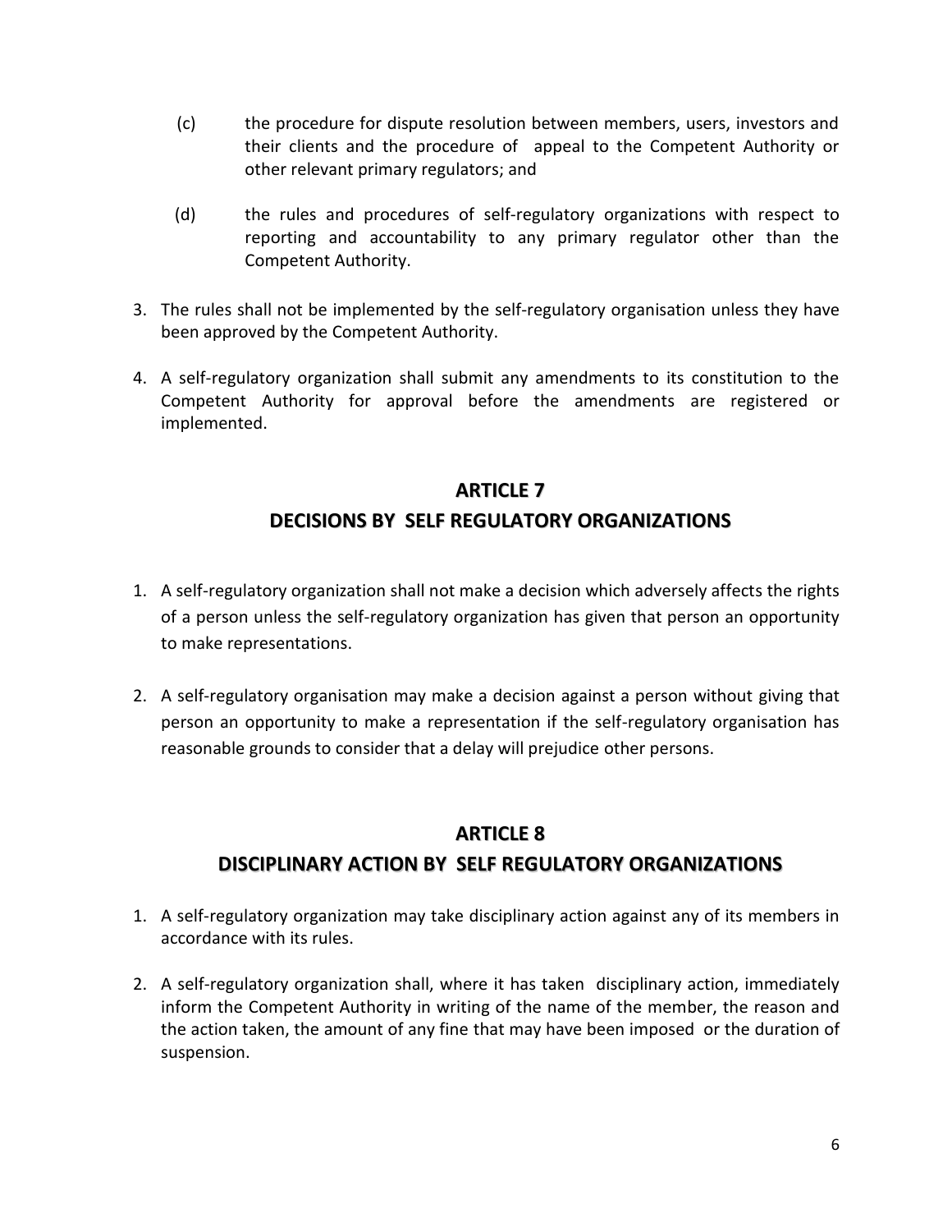(c) the procedure for dispute resolution between members, users, investors and their clients and the procedure of appeal to the Competent Authority or other relevant primary regulators; and

(d) the rules and procedures of self-regulatory organizations with respect to reporting and accountability to any primary regulator other than the Competent Authority.

3. The rules shall not be implemented by the self-regulatory organisation unless they have been approved by the Competent Authority.

4. A self-regulatory organization shall submit any amendments to its constitution to the Competent Authority for approval before the amendments are registered or implemented.

## ARTICLE 7
## DECISIONS BY SELF REGULATORY ORGANIZATIONS

1. A self-regulatory organization shall not make a decision which adversely affects the rights of a person unless the self-regulatory organization has given that person an opportunity to make representations.

2. A self-regulatory organisation may make a decision against a person without giving that person an opportunity to make a representation if the self-regulatory organisation has reasonable grounds to consider that a delay will prejudice other persons.

## ARTICLE 8
## DISCIPLINARY ACTION BY SELF REGULATORY ORGANIZATIONS

1. A self-regulatory organization may take disciplinary action against any of its members in accordance with its rules.

2. A self-regulatory organization shall, where it has taken disciplinary action, immediately inform the Competent Authority in writing of the name of the member, the reason and the action taken, the amount of any fine that may have been imposed or the duration of suspension.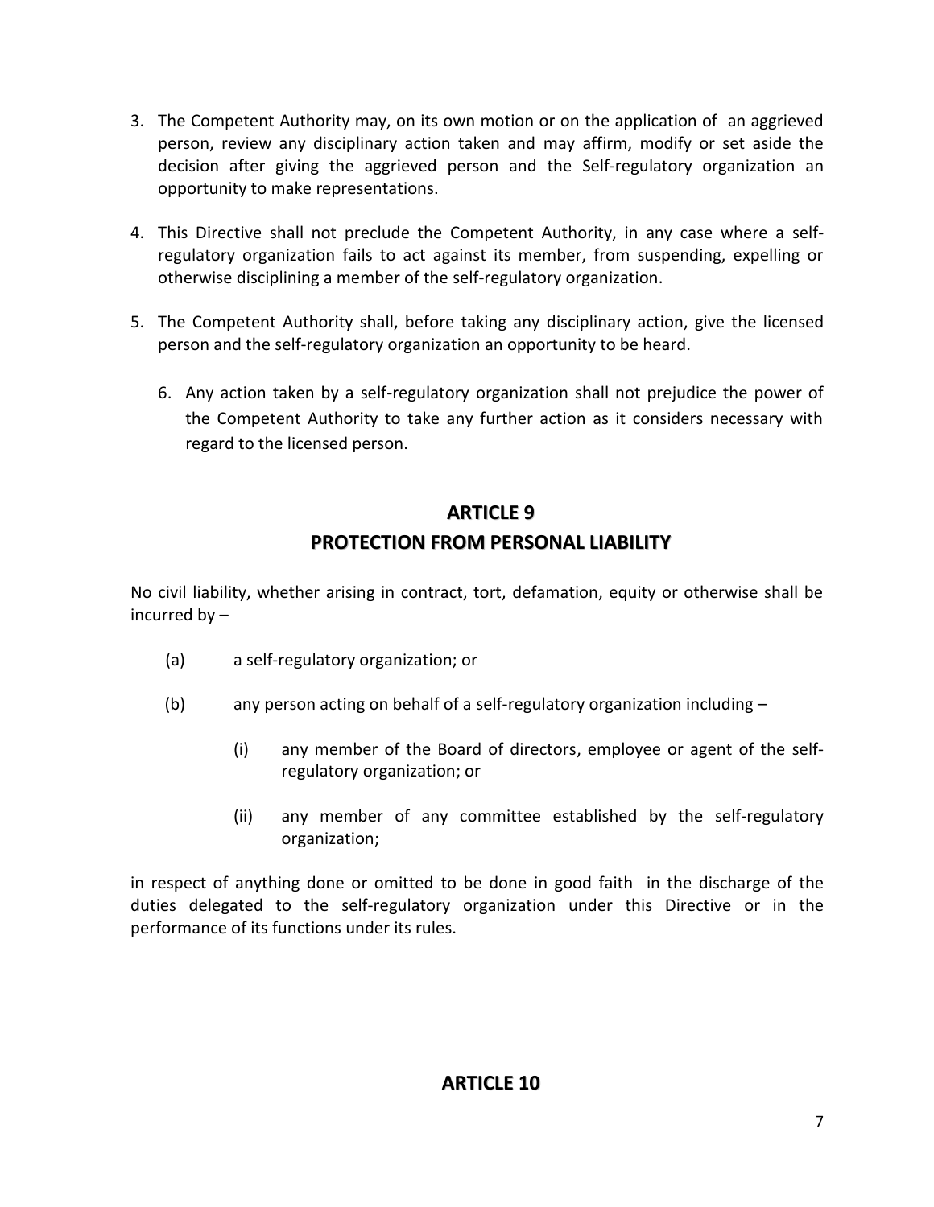3. The Competent Authority may, on its own motion or on the application of an aggrieved person, review any disciplinary action taken and may affirm, modify or set aside the decision after giving the aggrieved person and the Self-regulatory organization an opportunity to make representations.

4. This Directive shall not preclude the Competent Authority, in any case where a self-regulatory organization fails to act against its member, from suspending, expelling or otherwise disciplining a member of the self-regulatory organization.

5. The Competent Authority shall, before taking any disciplinary action, give the licensed person and the self-regulatory organization an opportunity to be heard.

6. Any action taken by a self-regulatory organization shall not prejudice the power of the Competent Authority to take any further action as it considers necessary with regard to the licensed person.

## ARTICLE 9
## PROTECTION FROM PERSONAL LIABILITY

No civil liability, whether arising in contract, tort, defamation, equity or otherwise shall be incurred by –

(a) a self-regulatory organization; or

(b) any person acting on behalf of a self-regulatory organization including –

 (i) any member of the Board of directors, employee or agent of the self-regulatory organization; or

 (ii) any member of any committee established by the self-regulatory organization;

in respect of anything done or omitted to be done in good faith in the discharge of the duties delegated to the self-regulatory organization under this Directive or in the performance of its functions under its rules.

## ARTICLE 10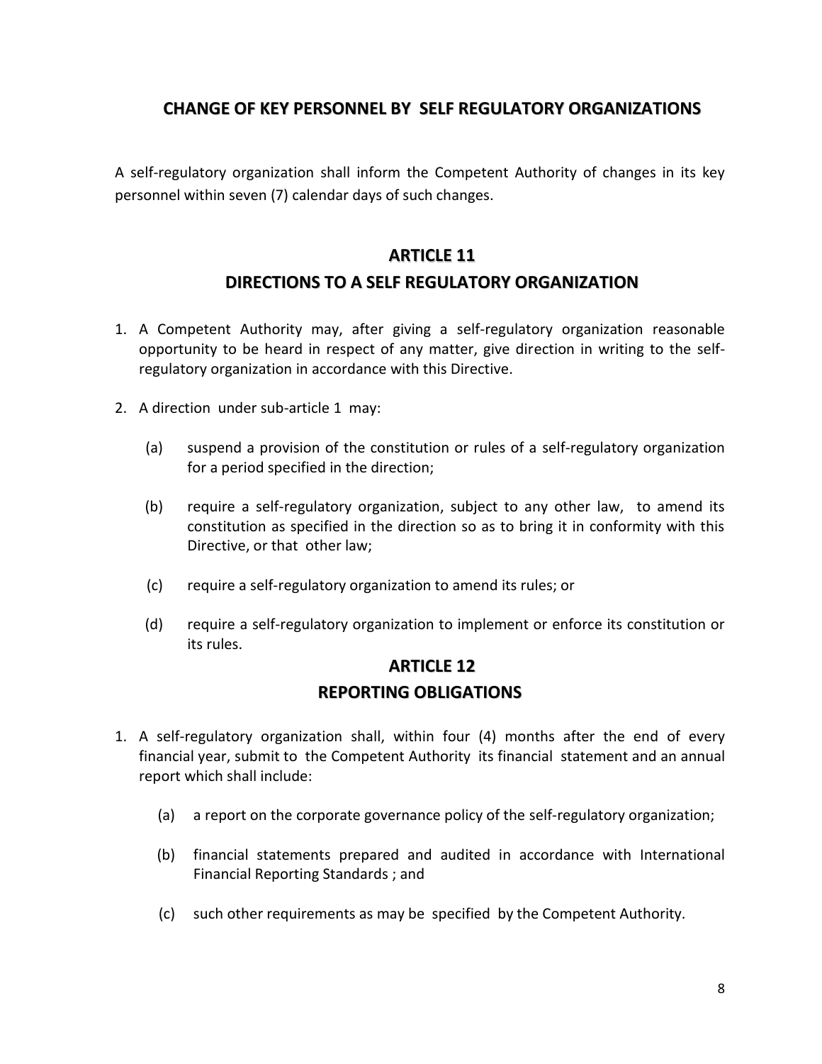## CHANGE OF KEY PERSONNEL BY SELF REGULATORY ORGANIZATIONS

A self-regulatory organization shall inform the Competent Authority of changes in its key personnel within seven (7) calendar days of such changes.

## ARTICLE 11

## DIRECTIONS TO A SELF REGULATORY ORGANIZATION

1. A Competent Authority may, after giving a self-regulatory organization reasonable opportunity to be heard in respect of any matter, give direction in writing to the self-regulatory organization in accordance with this Directive.

2. A direction under sub-article 1 may:

   (a) suspend a provision of the constitution or rules of a self-regulatory organization for a period specified in the direction;

   (b) require a self-regulatory organization, subject to any other law, to amend its constitution as specified in the direction so as to bring it in conformity with this Directive, or that other law;

   (c) require a self-regulatory organization to amend its rules; or

   (d) require a self-regulatory organization to implement or enforce its constitution or its rules.

## ARTICLE 12

## REPORTING OBLIGATIONS

1. A self-regulatory organization shall, within four (4) months after the end of every financial year, submit to the Competent Authority its financial statement and an annual report which shall include:

   (a) a report on the corporate governance policy of the self-regulatory organization;

   (b) financial statements prepared and audited in accordance with International Financial Reporting Standards ; and

   (c) such other requirements as may be specified by the Competent Authority.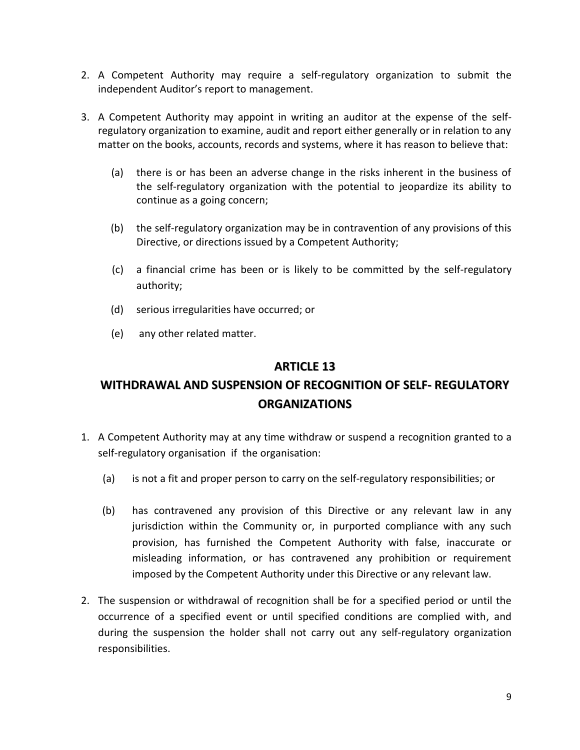2. A Competent Authority may require a self-regulatory organization to submit the independent Auditor's report to management.

3. A Competent Authority may appoint in writing an auditor at the expense of the self-regulatory organization to examine, audit and report either generally or in relation to any matter on the books, accounts, records and systems, where it has reason to believe that:

   (a) there is or has been an adverse change in the risks inherent in the business of the self-regulatory organization with the potential to jeopardize its ability to continue as a going concern;

   (b) the self-regulatory organization may be in contravention of any provisions of this Directive, or directions issued by a Competent Authority;

   (c) a financial crime has been or is likely to be committed by the self-regulatory authority;

   (d) serious irregularities have occurred; or

   (e) any other related matter.

## ARTICLE 13

## WITHDRAWAL AND SUSPENSION OF RECOGNITION OF SELF- REGULATORY ORGANIZATIONS

1. A Competent Authority may at any time withdraw or suspend a recognition granted to a self-regulatory organisation if the organisation:

   (a) is not a fit and proper person to carry on the self-regulatory responsibilities; or

   (b) has contravened any provision of this Directive or any relevant law in any jurisdiction within the Community or, in purported compliance with any such provision, has furnished the Competent Authority with false, inaccurate or misleading information, or has contravened any prohibition or requirement imposed by the Competent Authority under this Directive or any relevant law.

2. The suspension or withdrawal of recognition shall be for a specified period or until the occurrence of a specified event or until specified conditions are complied with, and during the suspension the holder shall not carry out any self-regulatory organization responsibilities.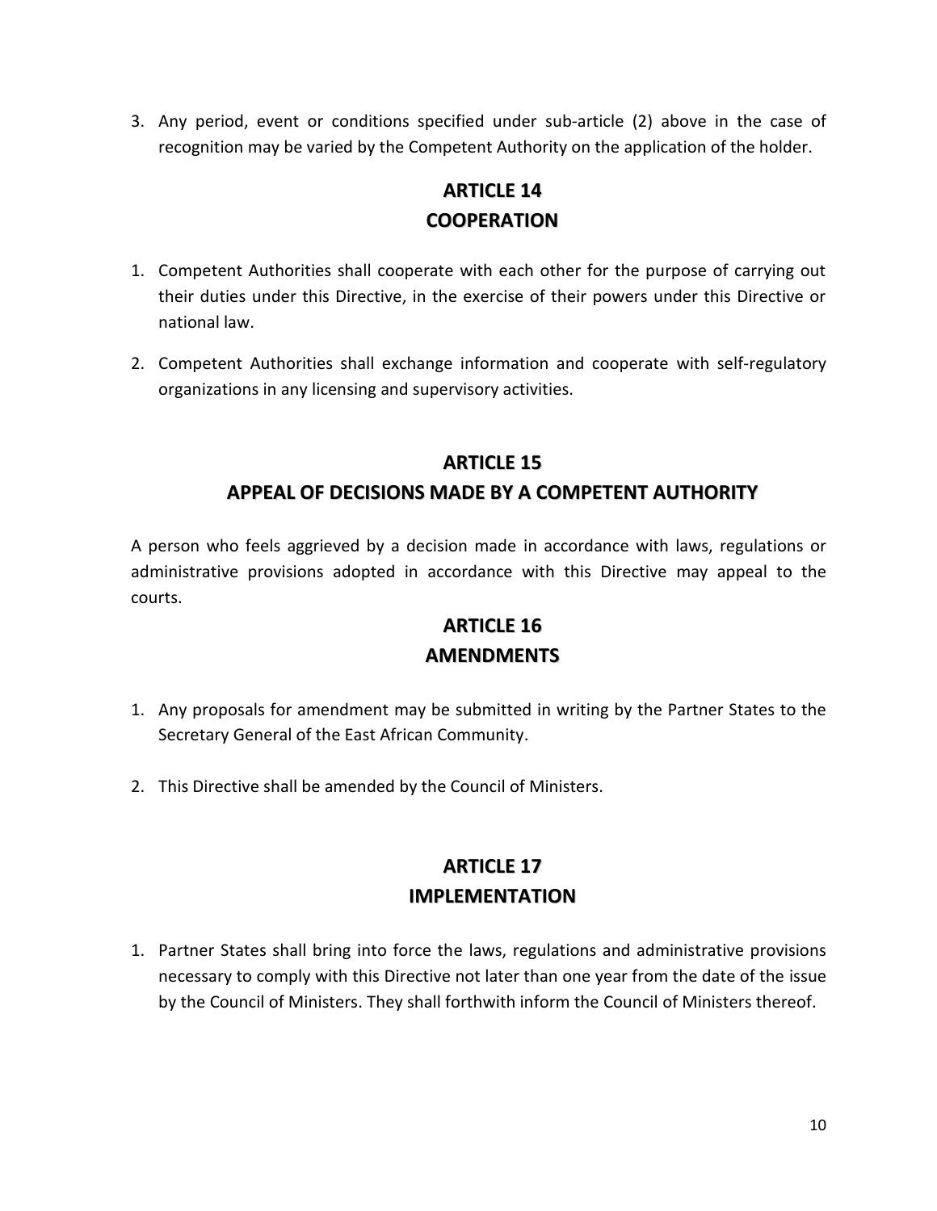3. Any period, event or conditions specified under sub-article (2) above in the case of recognition may be varied by the Competent Authority on the application of the holder.

## ARTICLE 14
## COOPERATION

1. Competent Authorities shall cooperate with each other for the purpose of carrying out their duties under this Directive, in the exercise of their powers under this Directive or national law.

2. Competent Authorities shall exchange information and cooperate with self-regulatory organizations in any licensing and supervisory activities.

## ARTICLE 15
## APPEAL OF DECISIONS MADE BY A COMPETENT AUTHORITY

A person who feels aggrieved by a decision made in accordance with laws, regulations or administrative provisions adopted in accordance with this Directive may appeal to the courts.

## ARTICLE 16
## AMENDMENTS

1. Any proposals for amendment may be submitted in writing by the Partner States to the Secretary General of the East African Community.

2. This Directive shall be amended by the Council of Ministers.

## ARTICLE 17
## IMPLEMENTATION

1. Partner States shall bring into force the laws, regulations and administrative provisions necessary to comply with this Directive not later than one year from the date of the issue by the Council of Ministers. They shall forthwith inform the Council of Ministers thereof.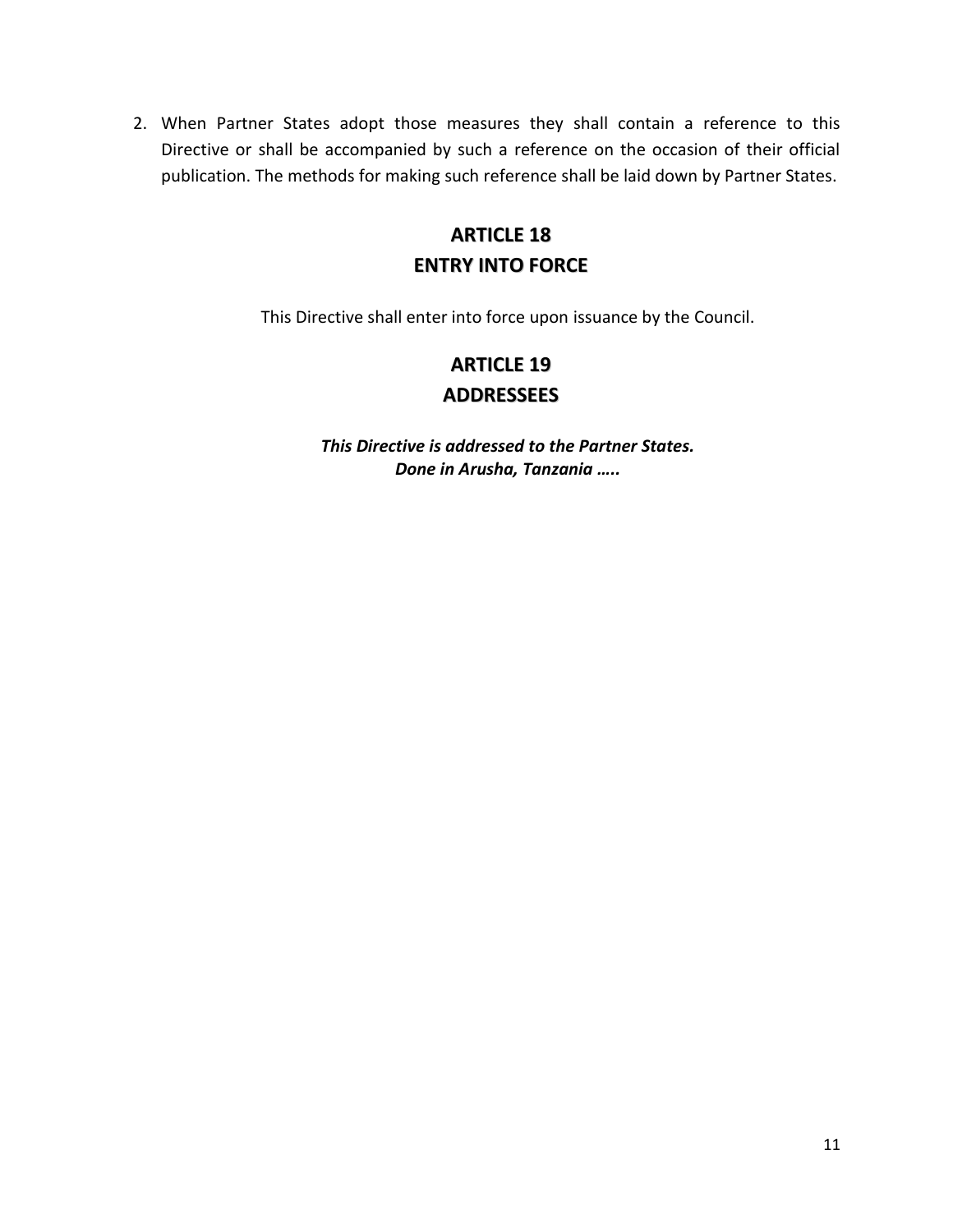2. When Partner States adopt those measures they shall contain a reference to this Directive or shall be accompanied by such a reference on the occasion of their official publication. The methods for making such reference shall be laid down by Partner States.

## ARTICLE 18
## ENTRY INTO FORCE

This Directive shall enter into force upon issuance by the Council.

## ARTICLE 19
## ADDRESSEES

***This Directive is addressed to the Partner States.***
***Done in Arusha, Tanzania …..***